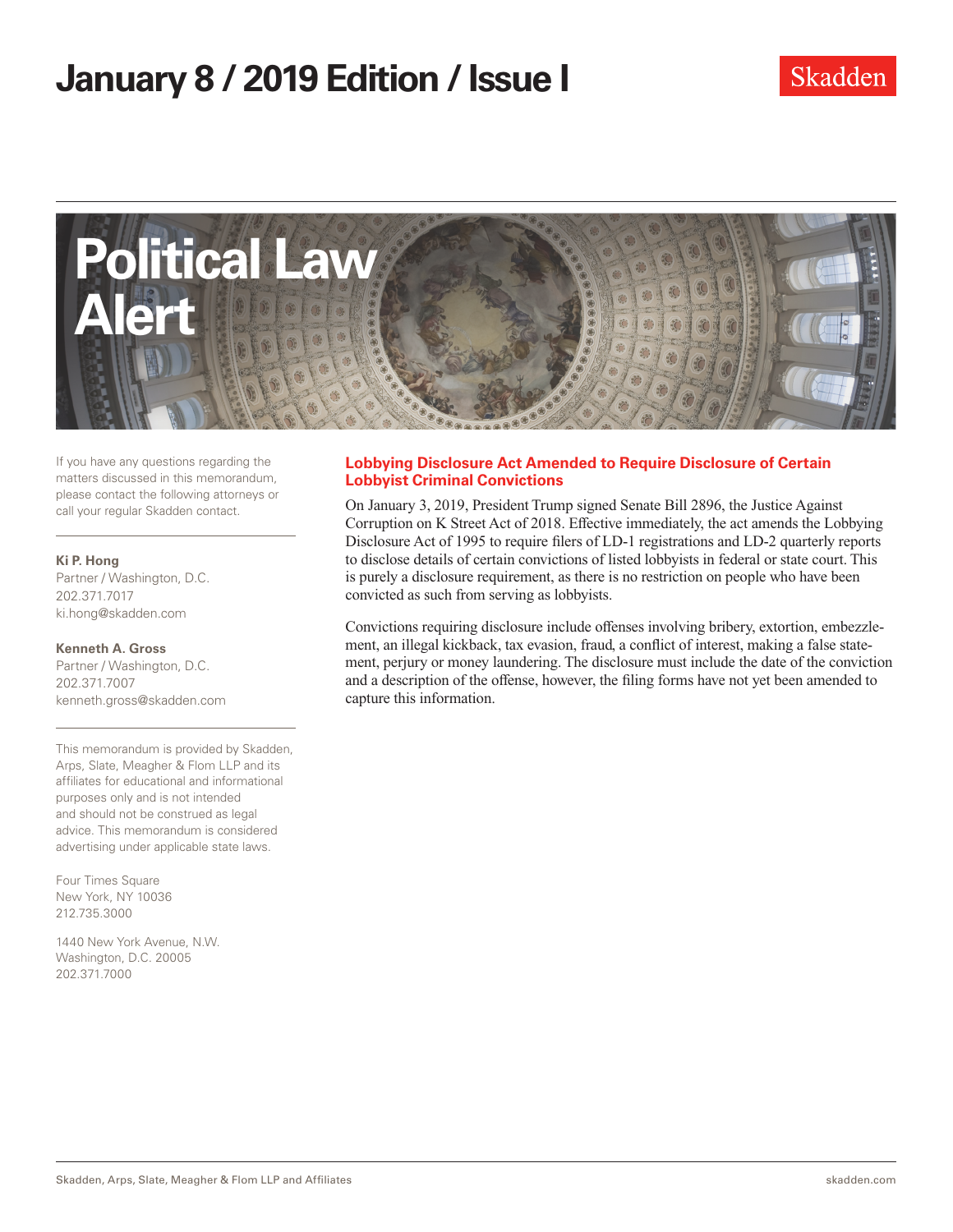# January 8 / 2019 Edition / Issue I

Skadden

# Political Law Alert

If you have any questions regarding the matters discussed in this memorandum, please contact the following attorneys or call your regular Skadden contact.

**Ki P. Hong**
Partner / Washington, D.C.
202.371.7017
ki.hong@skadden.com

**Kenneth A. Gross**
Partner / Washington, D.C.
202.371.7007
kenneth.gross@skadden.com

This memorandum is provided by Skadden, Arps, Slate, Meagher & Flom LLP and its affiliates for educational and informational purposes only and is not intended and should not be construed as legal advice. This memorandum is considered advertising under applicable state laws.

Four Times Square
New York, NY 10036
212.735.3000

1440 New York Avenue, N.W.
Washington, D.C. 20005
202.371.7000

## Lobbying Disclosure Act Amended to Require Disclosure of Certain Lobbyist Criminal Convictions

On January 3, 2019, President Trump signed Senate Bill 2896, the Justice Against Corruption on K Street Act of 2018. Effective immediately, the act amends the Lobbying Disclosure Act of 1995 to require filers of LD-1 registrations and LD-2 quarterly reports to disclose details of certain convictions of listed lobbyists in federal or state court. This is purely a disclosure requirement, as there is no restriction on people who have been convicted as such from serving as lobbyists.

Convictions requiring disclosure include offenses involving bribery, extortion, embezzlement, an illegal kickback, tax evasion, fraud, a conflict of interest, making a false statement, perjury or money laundering. The disclosure must include the date of the conviction and a description of the offense, however, the filing forms have not yet been amended to capture this information.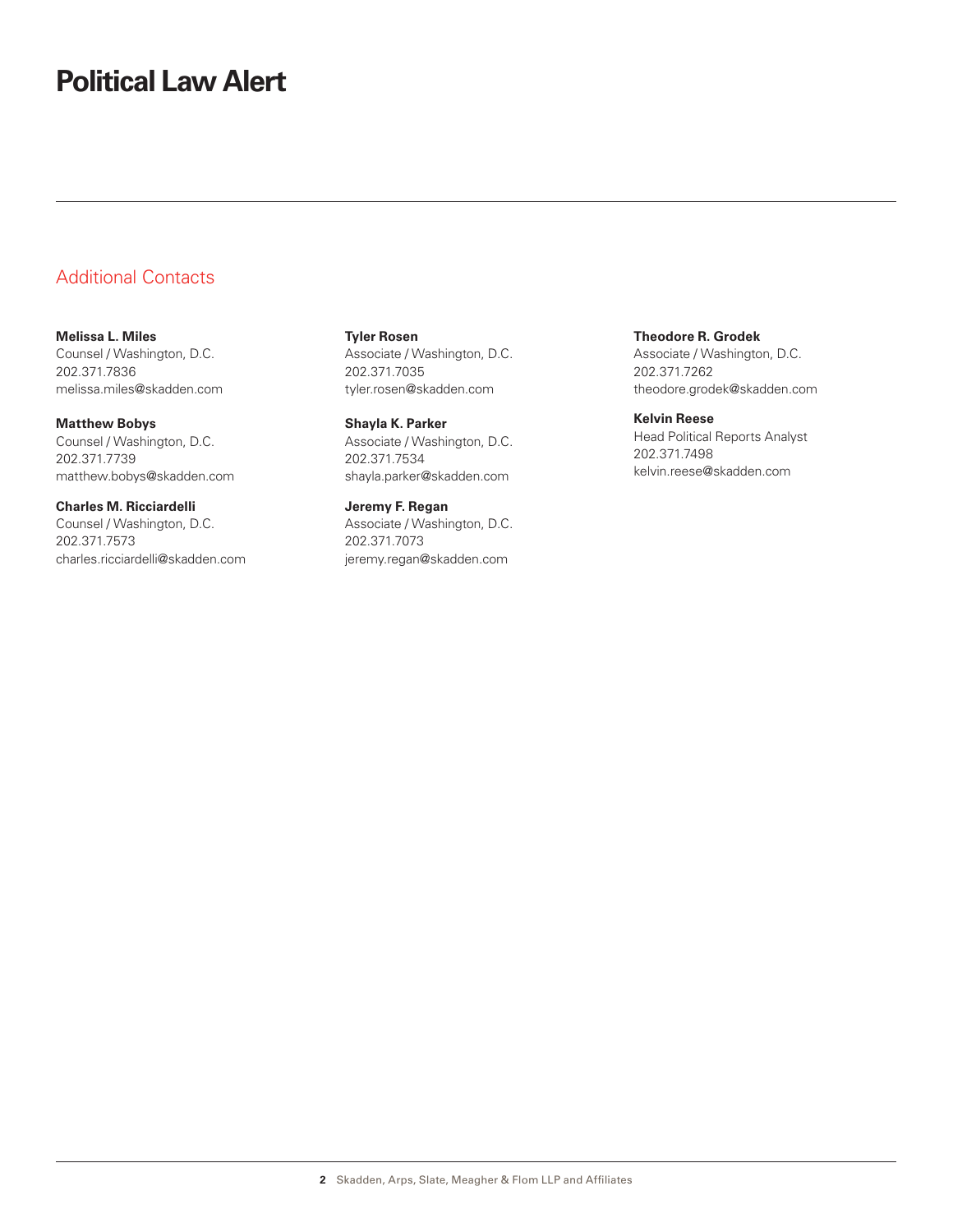# Political Law Alert

## Additional Contacts

**Melissa L. Miles**
Counsel / Washington, D.C.
202.371.7836
melissa.miles@skadden.com

**Matthew Bobys**
Counsel / Washington, D.C.
202.371.7739
matthew.bobys@skadden.com

**Charles M. Ricciardelli**
Counsel / Washington, D.C.
202.371.7573
charles.ricciardelli@skadden.com

**Tyler Rosen**
Associate / Washington, D.C.
202.371.7035
tyler.rosen@skadden.com

**Shayla K. Parker**
Associate / Washington, D.C.
202.371.7534
shayla.parker@skadden.com

**Jeremy F. Regan**
Associate / Washington, D.C.
202.371.7073
jeremy.regan@skadden.com

**Theodore R. Grodek**
Associate / Washington, D.C.
202.371.7262
theodore.grodek@skadden.com

**Kelvin Reese**
Head Political Reports Analyst
202.371.7498
kelvin.reese@skadden.com